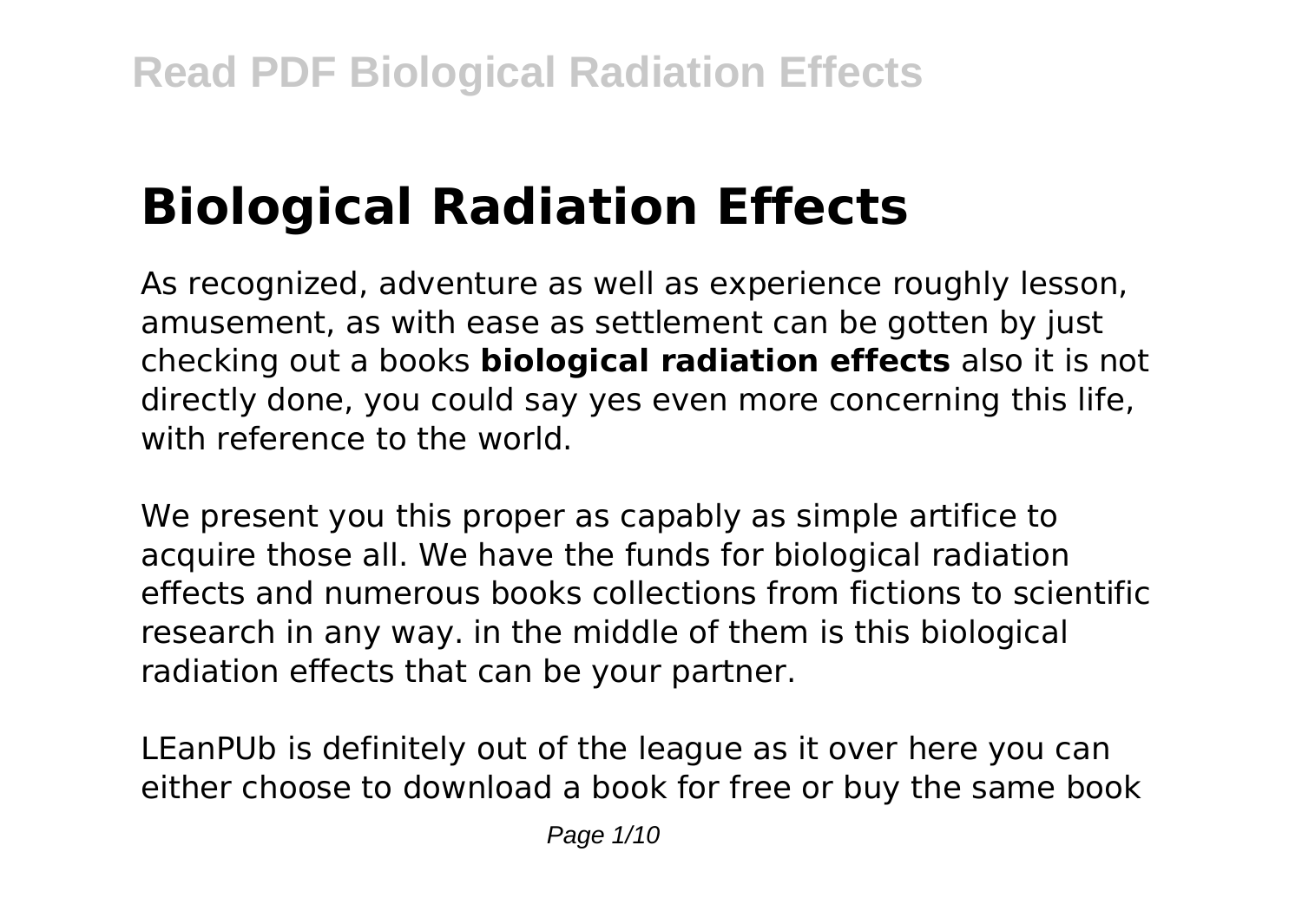# Biological Radiation Effects

As recognized, adventure as well as experience roughly lesson, amusement, as with ease as settlement can be gotten by just checking out a books **biological radiation effects** also it is not directly done, you could say yes even more concerning this life, with reference to the world.

We present you this proper as capably as simple artifice to acquire those all. We have the funds for biological radiation effects and numerous books collections from fictions to scientific research in any way. in the middle of them is this biological radiation effects that can be your partner.

LEanPUb is definitely out of the league as it over here you can either choose to download a book for free or buy the same book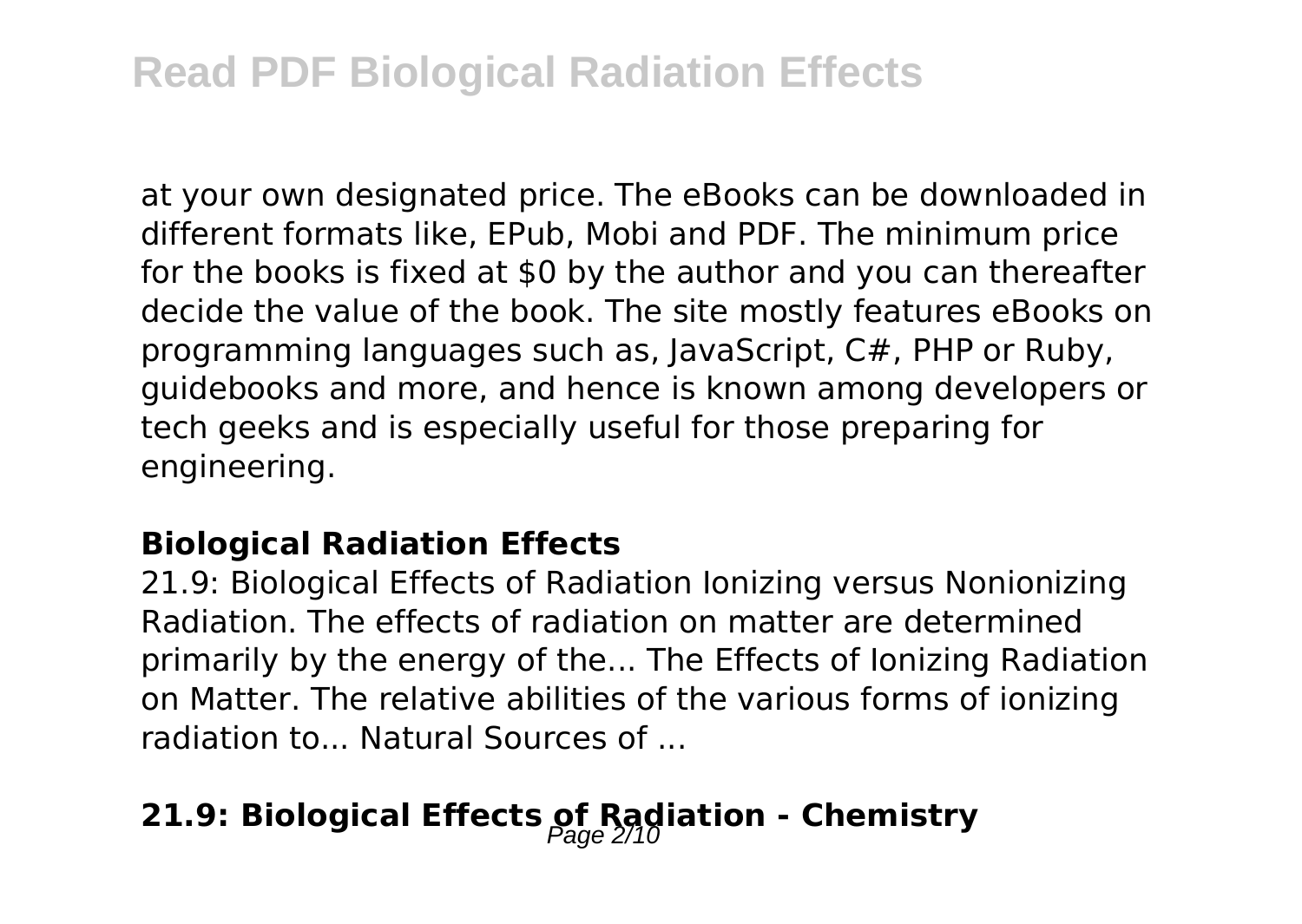at your own designated price. The eBooks can be downloaded in different formats like, EPub, Mobi and PDF. The minimum price for the books is fixed at $0 by the author and you can thereafter decide the value of the book. The site mostly features eBooks on programming languages such as, JavaScript, C#, PHP or Ruby, guidebooks and more, and hence is known among developers or tech geeks and is especially useful for those preparing for engineering.

### Biological Radiation Effects

21.9: Biological Effects of Radiation Ionizing versus Nonionizing Radiation. The effects of radiation on matter are determined primarily by the energy of the... The Effects of Ionizing Radiation on Matter. The relative abilities of the various forms of ionizing radiation to... Natural Sources of ...

## 21.9: Biological Effects of Radiation - Chemistry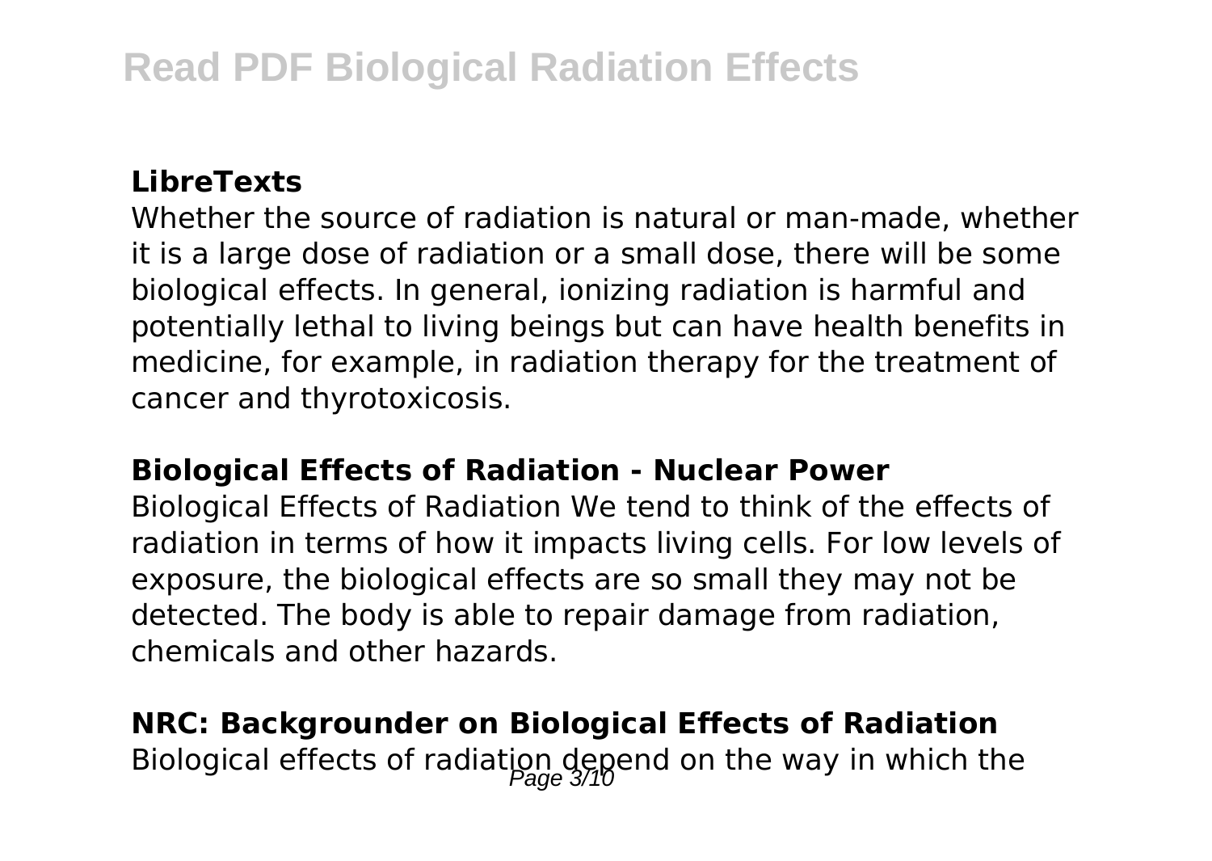**LibreTexts**

Whether the source of radiation is natural or man-made, whether it is a large dose of radiation or a small dose, there will be some biological effects. In general, ionizing radiation is harmful and potentially lethal to living beings but can have health benefits in medicine, for example, in radiation therapy for the treatment of cancer and thyrotoxicosis.

**Biological Effects of Radiation - Nuclear Power**

Biological Effects of Radiation We tend to think of the effects of radiation in terms of how it impacts living cells. For low levels of exposure, the biological effects are so small they may not be detected. The body is able to repair damage from radiation, chemicals and other hazards.

**NRC: Backgrounder on Biological Effects of Radiation**

Biological effects of radiation depend on the way in which the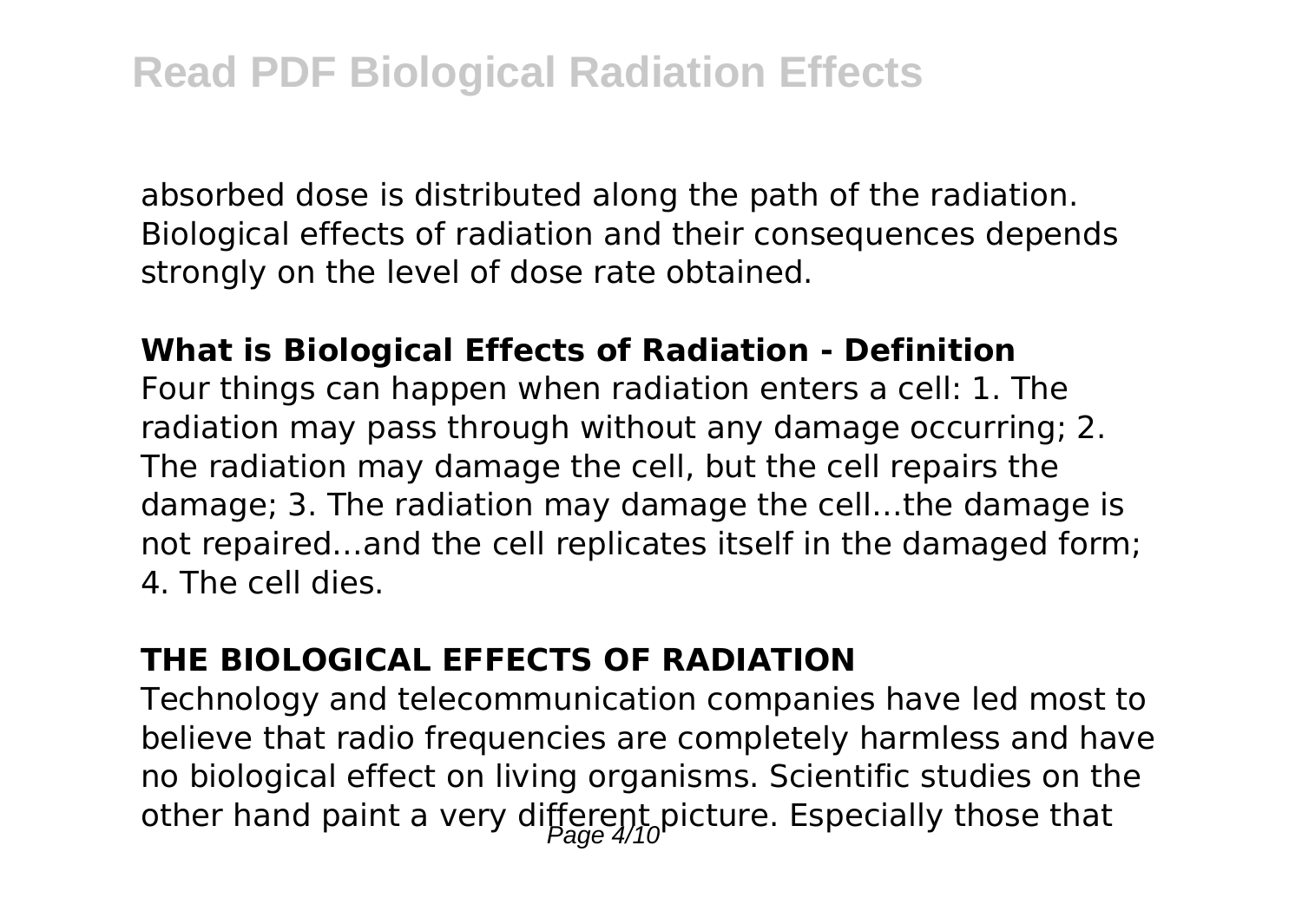absorbed dose is distributed along the path of the radiation. Biological effects of radiation and their consequences depends strongly on the level of dose rate obtained.

**What is Biological Effects of Radiation - Definition**

Four things can happen when radiation enters a cell: 1. The radiation may pass through without any damage occurring; 2. The radiation may damage the cell, but the cell repairs the damage; 3. The radiation may damage the cell…the damage is not repaired…and the cell replicates itself in the damaged form; 4. The cell dies.

**THE BIOLOGICAL EFFECTS OF RADIATION**

Technology and telecommunication companies have led most to believe that radio frequencies are completely harmless and have no biological effect on living organisms. Scientific studies on the other hand paint a very different picture. Especially those that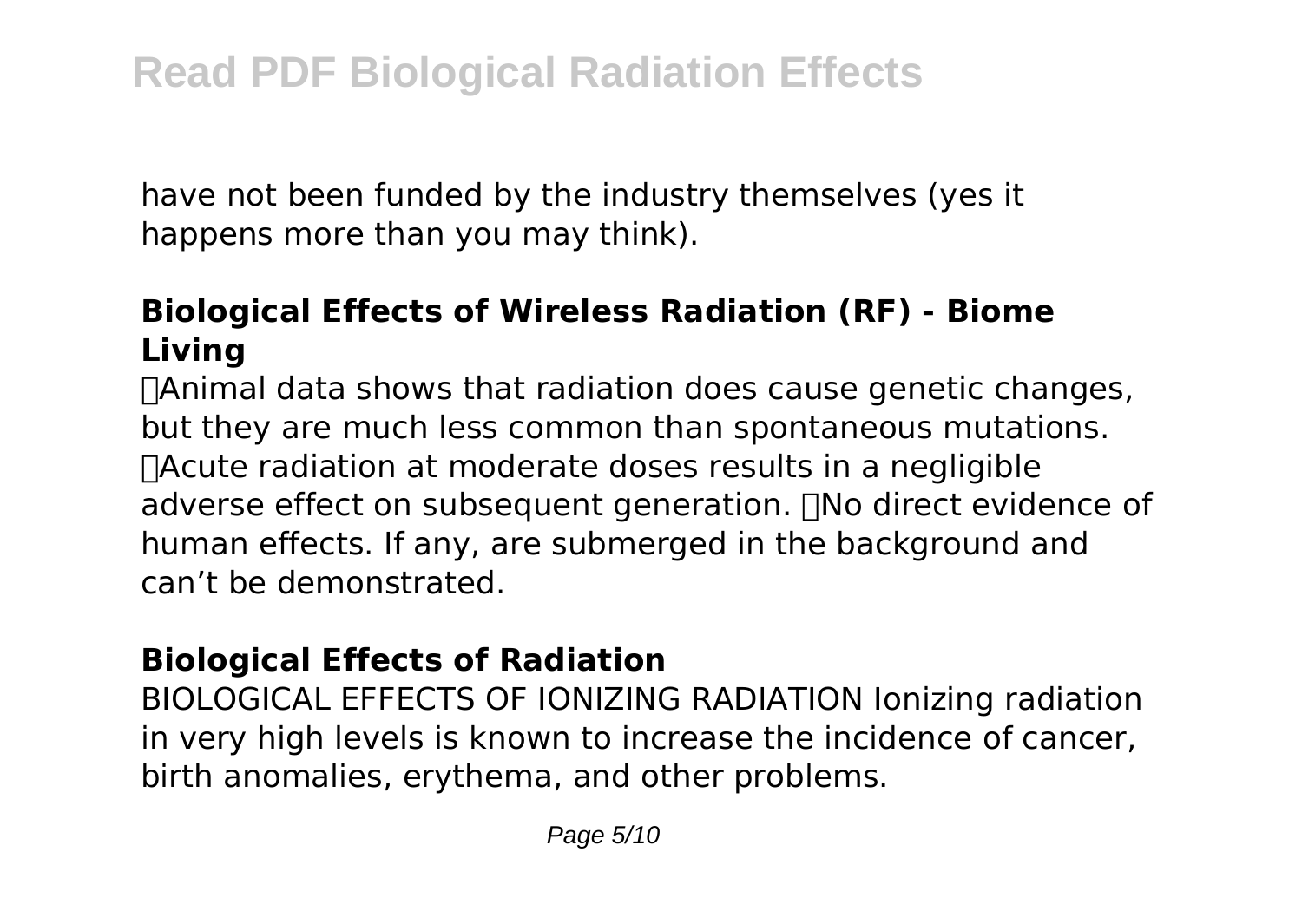have not been funded by the industry themselves (yes it happens more than you may think).

### Biological Effects of Wireless Radiation (RF) - Biome Living

Animal data shows that radiation does cause genetic changes, but they are much less common than spontaneous mutations. Acute radiation at moderate doses results in a negligible adverse effect on subsequent generation. No direct evidence of human effects. If any, are submerged in the background and can't be demonstrated.

### Biological Effects of Radiation

BIOLOGICAL EFFECTS OF IONIZING RADIATION Ionizing radiation in very high levels is known to increase the incidence of cancer, birth anomalies, erythema, and other problems.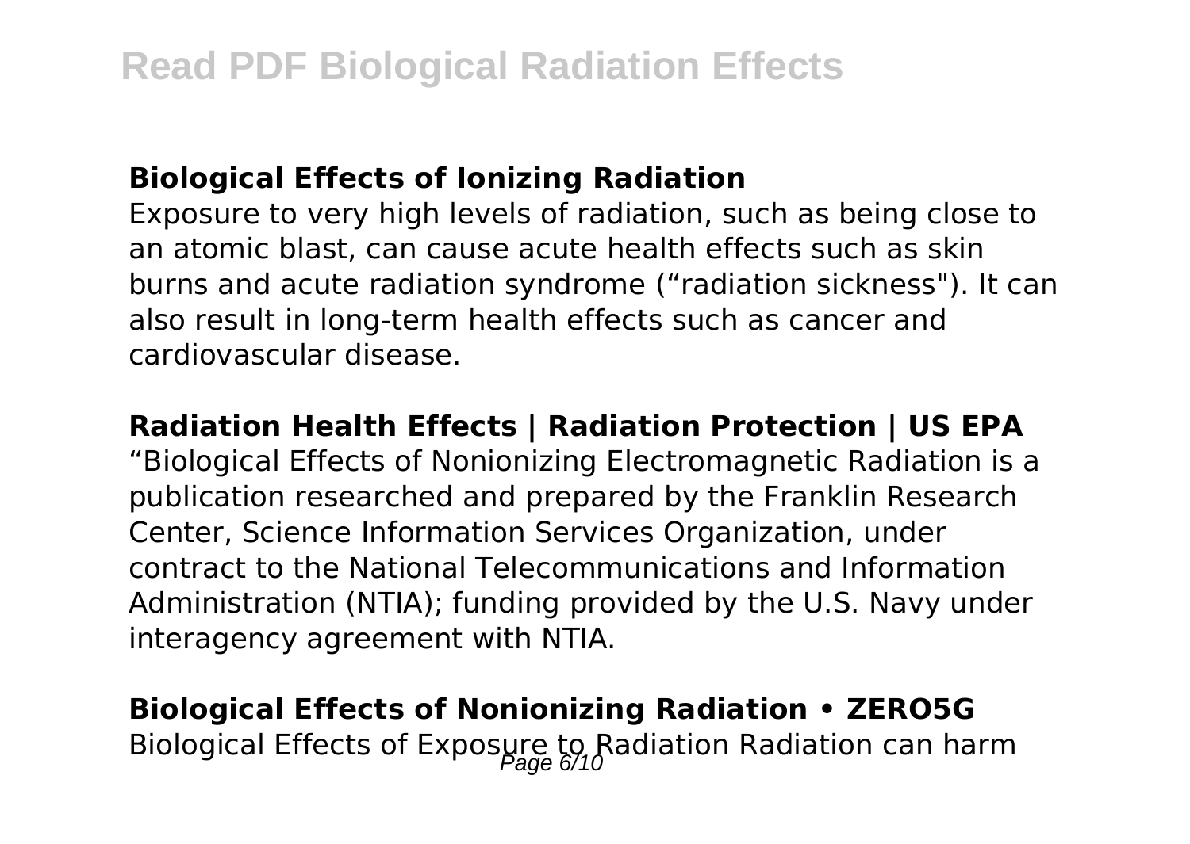**Biological Effects of Ionizing Radiation**

Exposure to very high levels of radiation, such as being close to an atomic blast, can cause acute health effects such as skin burns and acute radiation syndrome (“radiation sickness"). It can also result in long-term health effects such as cancer and cardiovascular disease.

**Radiation Health Effects | Radiation Protection | US EPA**

“Biological Effects of Nonionizing Electromagnetic Radiation is a publication researched and prepared by the Franklin Research Center, Science Information Services Organization, under contract to the National Telecommunications and Information Administration (NTIA); funding provided by the U.S. Navy under interagency agreement with NTIA.

**Biological Effects of Nonionizing Radiation • ZERO5G**

Biological Effects of Exposure to Radiation Radiation can harm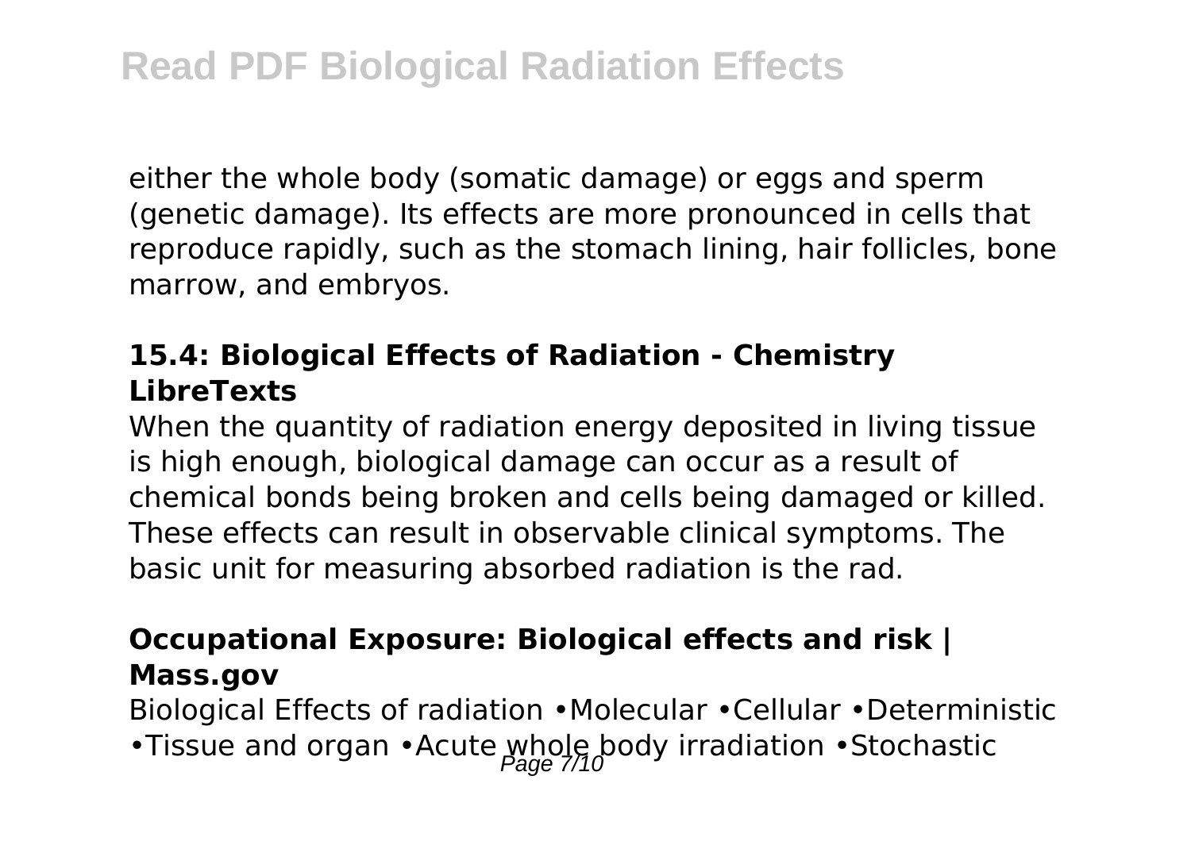either the whole body (somatic damage) or eggs and sperm (genetic damage). Its effects are more pronounced in cells that reproduce rapidly, such as the stomach lining, hair follicles, bone marrow, and embryos.

### 15.4: Biological Effects of Radiation - Chemistry LibreTexts

When the quantity of radiation energy deposited in living tissue is high enough, biological damage can occur as a result of chemical bonds being broken and cells being damaged or killed. These effects can result in observable clinical symptoms. The basic unit for measuring absorbed radiation is the rad.

### Occupational Exposure: Biological effects and risk | Mass.gov

Biological Effects of radiation •Molecular •Cellular •Deterministic •Tissue and organ •Acute whole body irradiation •Stochastic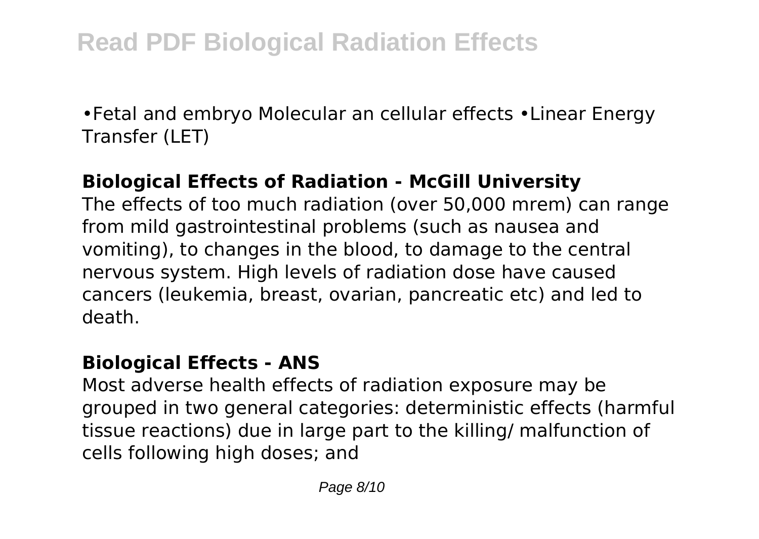•Fetal and embryo Molecular an cellular effects •Linear Energy Transfer (LET)

**Biological Effects of Radiation - McGill University**

The effects of too much radiation (over 50,000 mrem) can range from mild gastrointestinal problems (such as nausea and vomiting), to changes in the blood, to damage to the central nervous system. High levels of radiation dose have caused cancers (leukemia, breast, ovarian, pancreatic etc) and led to death.

**Biological Effects - ANS**

Most adverse health effects of radiation exposure may be grouped in two general categories: deterministic effects (harmful tissue reactions) due in large part to the killing/ malfunction of cells following high doses; and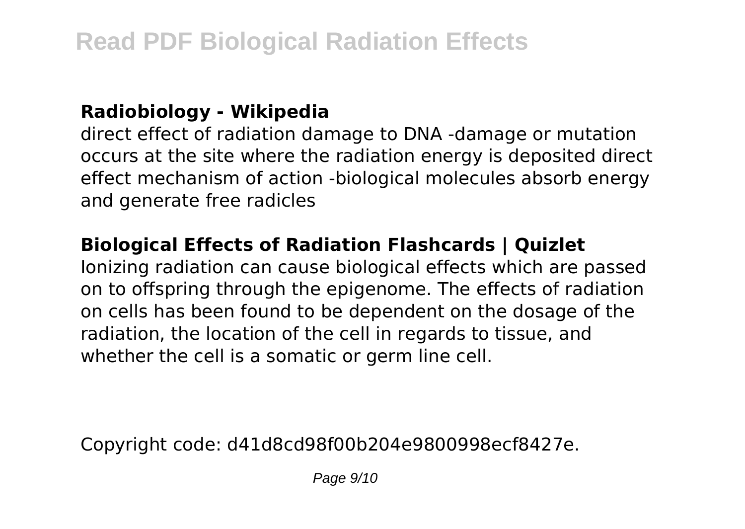### Radiobiology - Wikipedia

direct effect of radiation damage to DNA -damage or mutation occurs at the site where the radiation energy is deposited direct effect mechanism of action -biological molecules absorb energy and generate free radicles

### Biological Effects of Radiation Flashcards | Quizlet

Ionizing radiation can cause biological effects which are passed on to offspring through the epigenome. The effects of radiation on cells has been found to be dependent on the dosage of the radiation, the location of the cell in regards to tissue, and whether the cell is a somatic or germ line cell.

Copyright code: d41d8cd98f00b204e9800998ecf8427e.